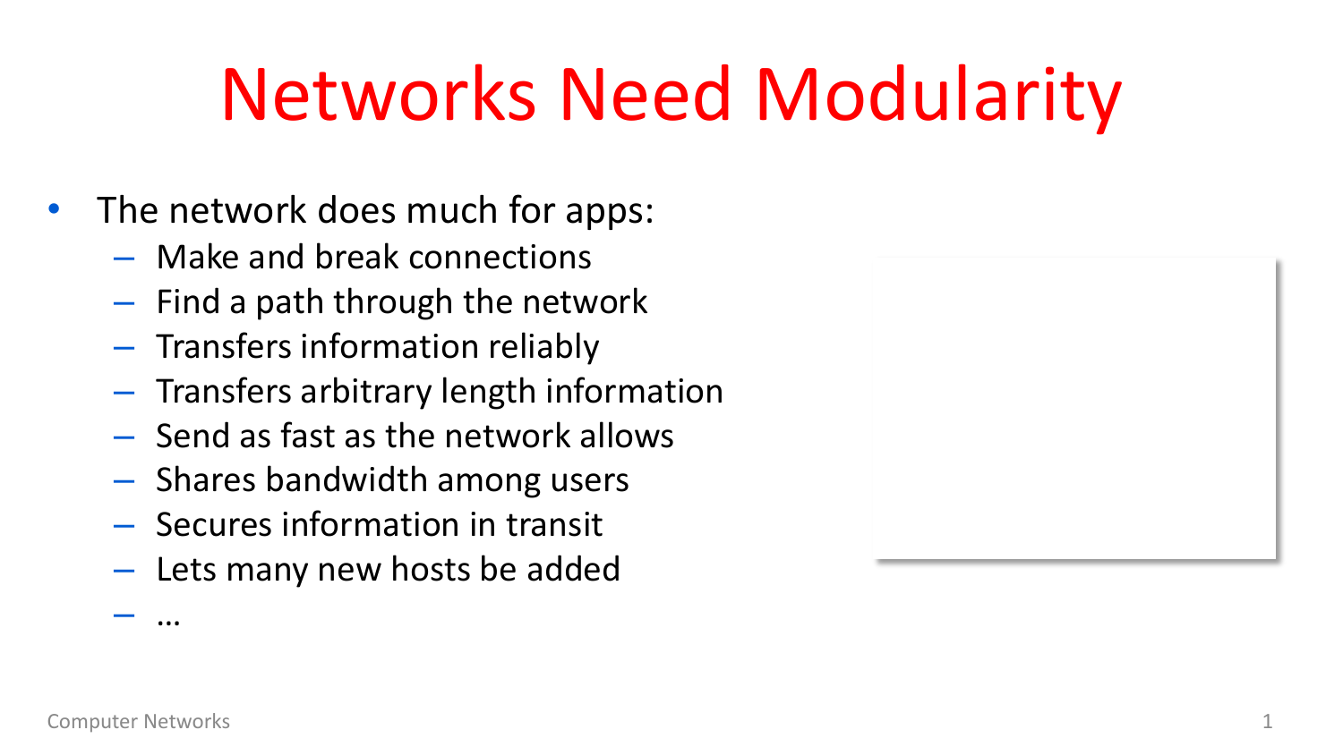# Networks Need Modularity

- The network does much for apps:
  - Make and break connections
  - Find a path through the network
  - Transfers information reliably
  - Transfers arbitrary length information
  - Send as fast as the network allows
  - Shares bandwidth among users
  - Secures information in transit
  - Lets many new hosts be added
  - …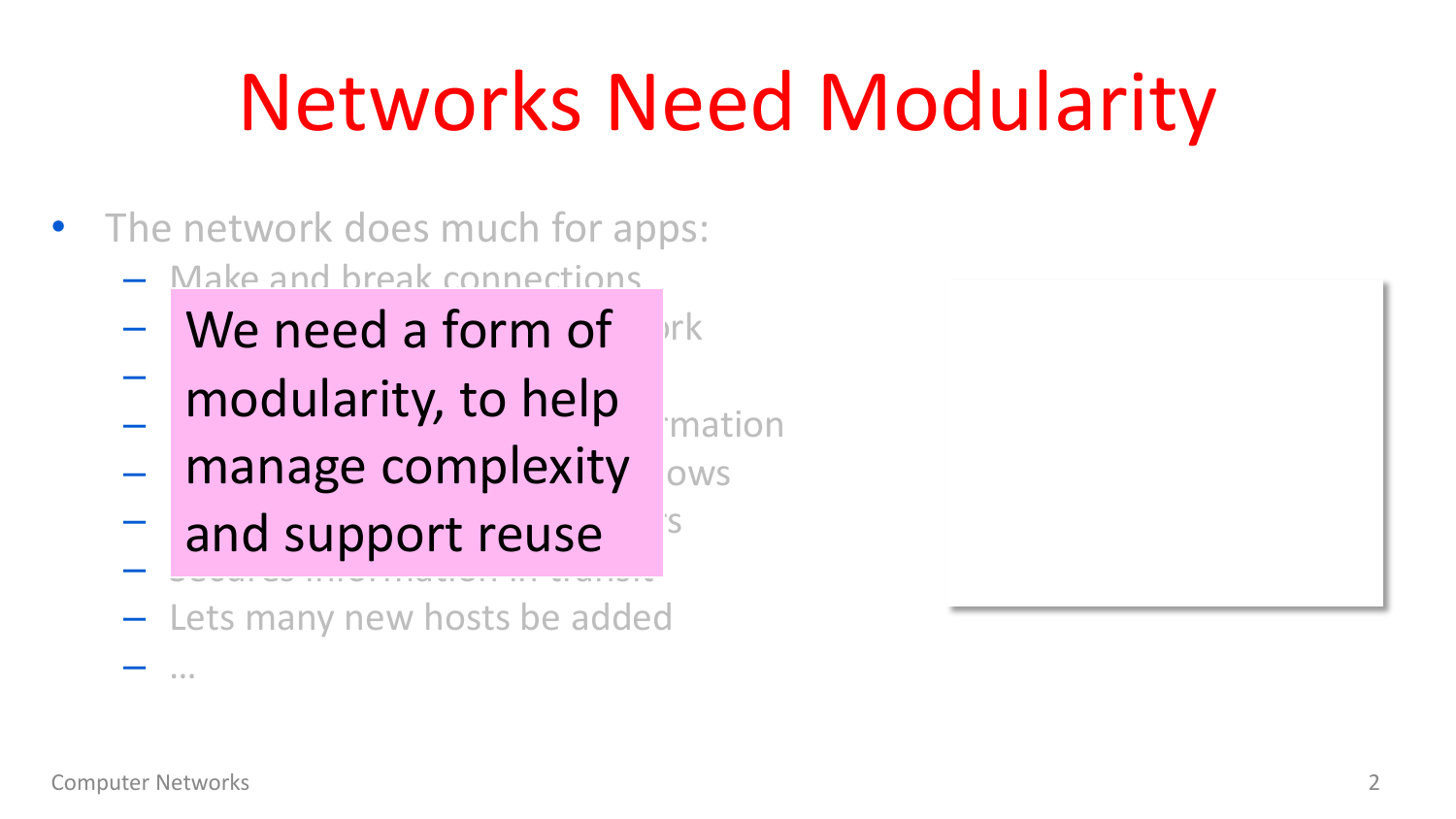# Networks Need Modularity

- The network does much for apps:
  - Make and break connections
  - ...ork
  - 
  - ...rmation
  - ...ows
  - ...s
  - 
  - Lets many new hosts be added
  - ...

We need a form of modularity, to help manage complexity and support reuse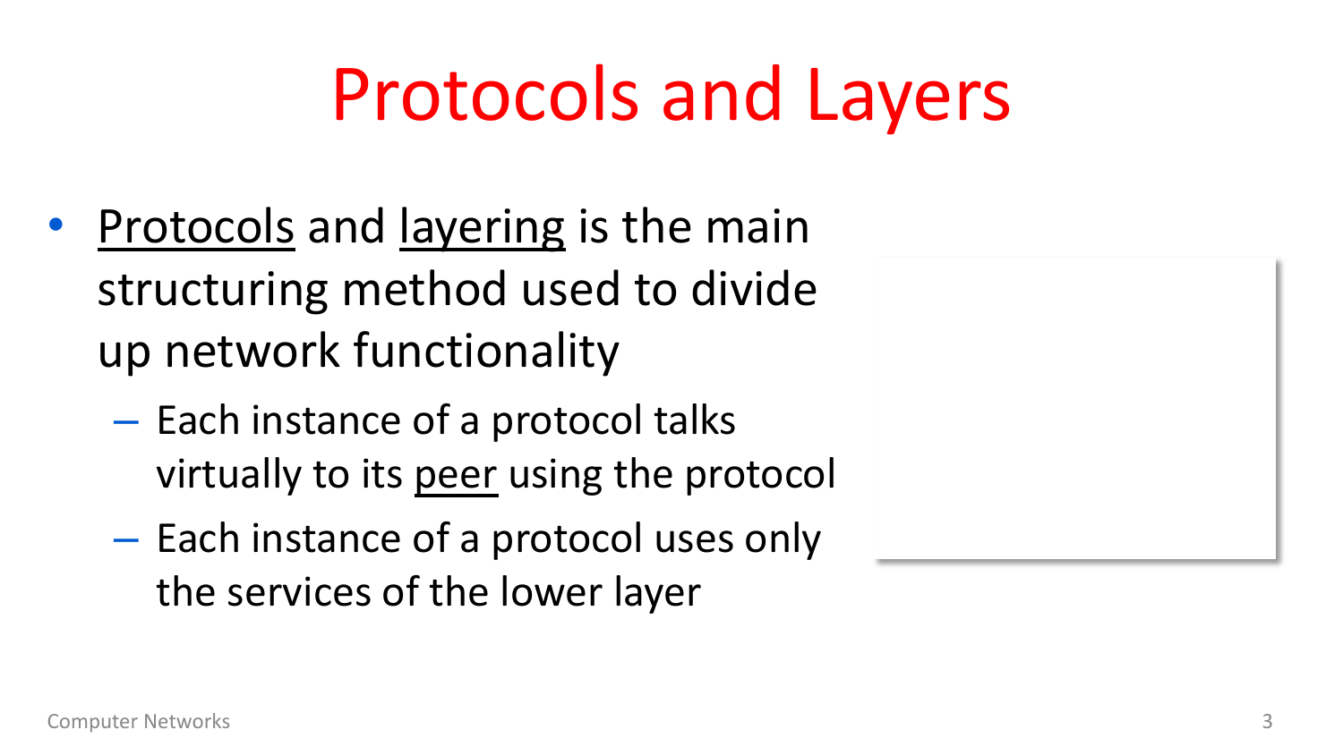# Protocols and Layers

- Protocols and layering is the main structuring method used to divide up network functionality
  - Each instance of a protocol talks virtually to its peer using the protocol
  - Each instance of a protocol uses only the services of the lower layer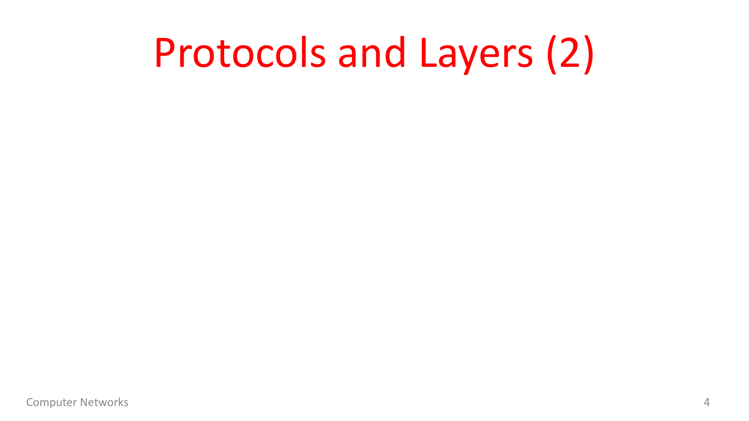# Protocols and Layers (2)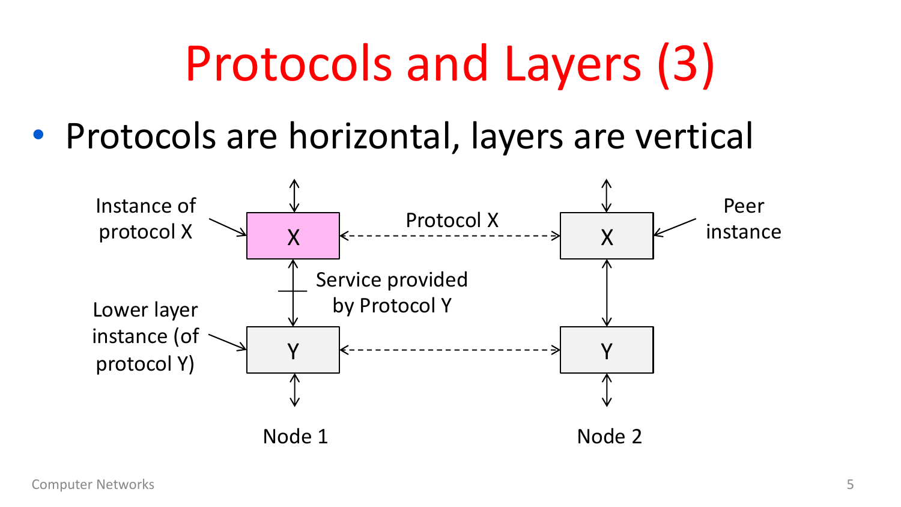# Protocols and Layers (3)

- Protocols are horizontal, layers are vertical

Instance of protocol X

X

Protocol X

X

Peer instance

Service provided by Protocol Y

Lower layer instance (of protocol Y)

Y

Y

Node 1

Node 2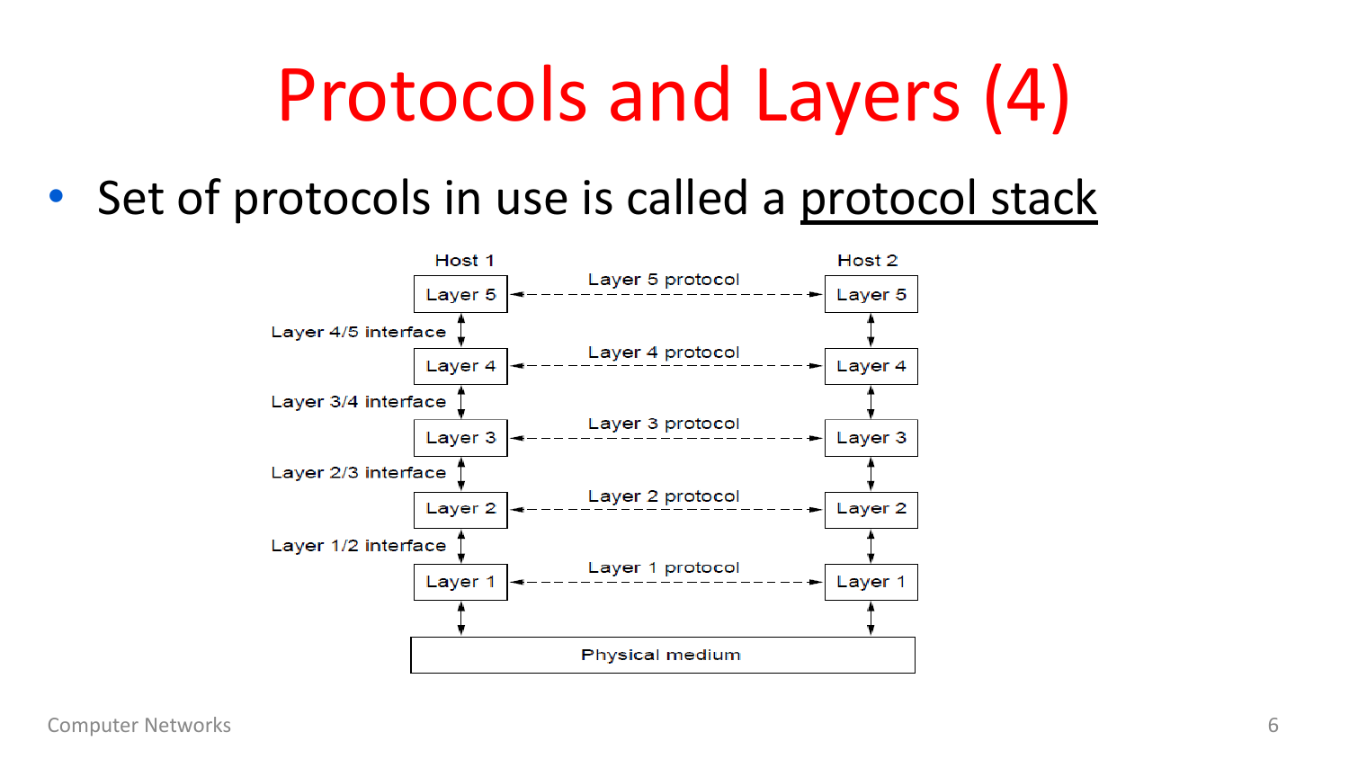# Protocols and Layers (4)

- Set of protocols in use is called a protocol stack

Host 1

Host 2

Layer 5 — Layer 5 protocol — Layer 5

Layer 4/5 interface

Layer 4 — Layer 4 protocol — Layer 4

Layer 3/4 interface

Layer 3 — Layer 3 protocol — Layer 3

Layer 2/3 interface

Layer 2 — Layer 2 protocol — Layer 2

Layer 1/2 interface

Layer 1 — Layer 1 protocol — Layer 1

Physical medium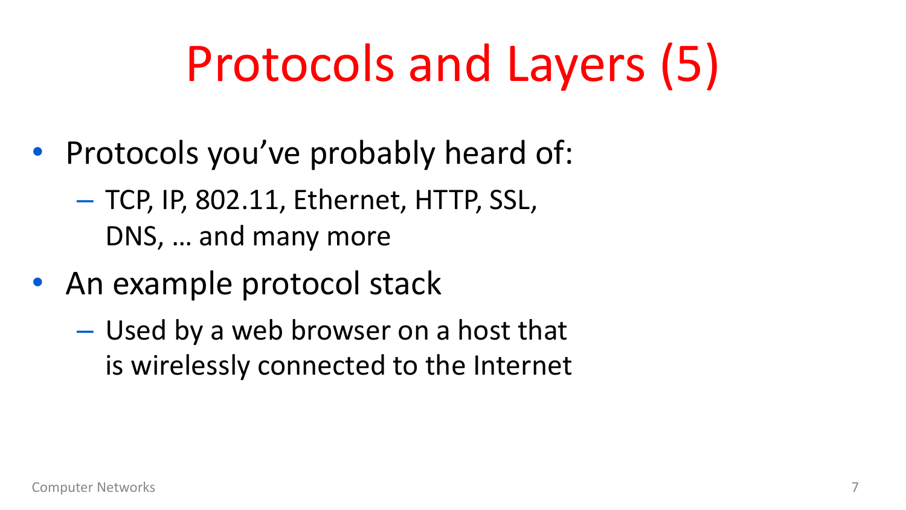# Protocols and Layers (5)

- Protocols you've probably heard of:
  - TCP, IP, 802.11, Ethernet, HTTP, SSL, DNS, … and many more
- An example protocol stack
  - Used by a web browser on a host that is wirelessly connected to the Internet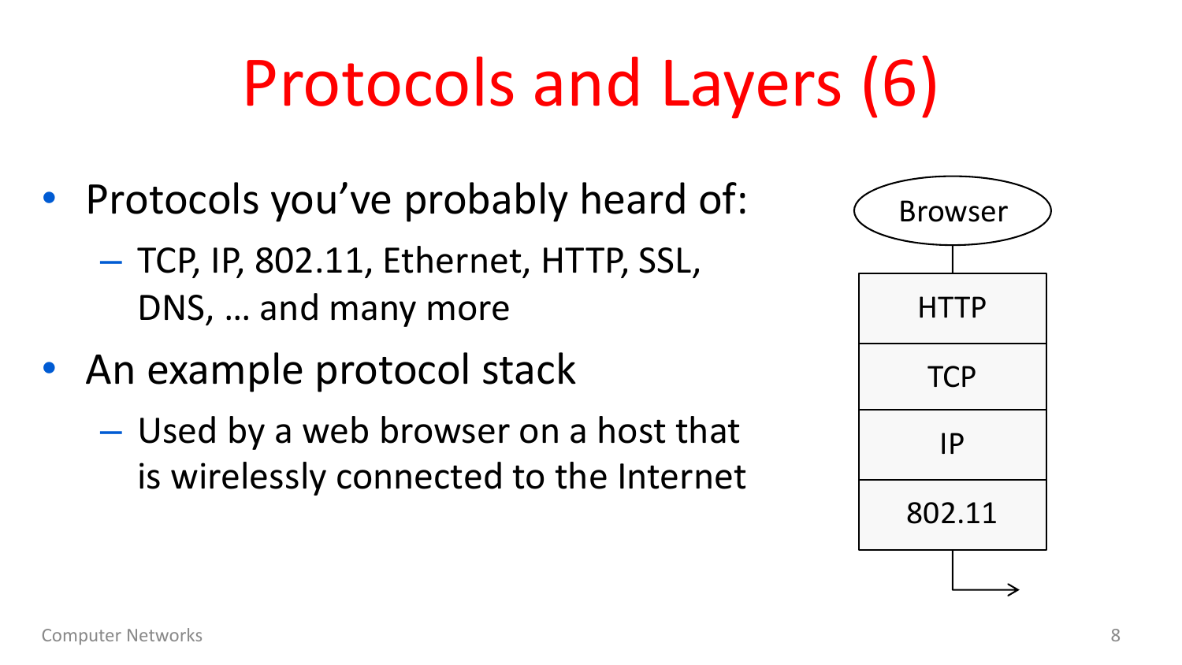# Protocols and Layers (6)

- Protocols you've probably heard of:
  - TCP, IP, 802.11, Ethernet, HTTP, SSL, DNS, … and many more
- An example protocol stack
  - Used by a web browser on a host that is wirelessly connected to the Internet

Browser

| HTTP |
| --- |
| TCP |
| IP |
| 802.11 |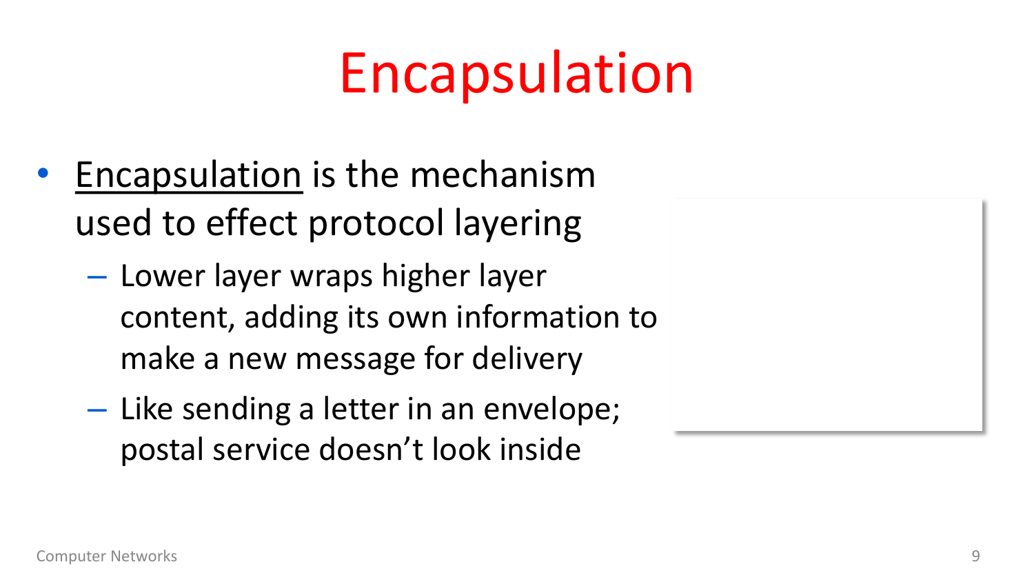# Encapsulation

- Encapsulation is the mechanism used to effect protocol layering
  - Lower layer wraps higher layer content, adding its own information to make a new message for delivery
  - Like sending a letter in an envelope; postal service doesn't look inside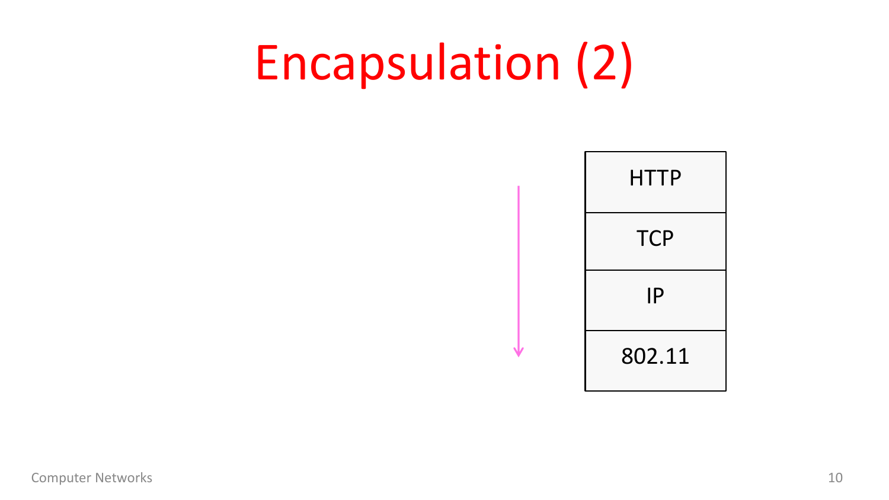# Encapsulation (2)

| HTTP |
| --- |
| TCP |
| IP |
| 802.11 |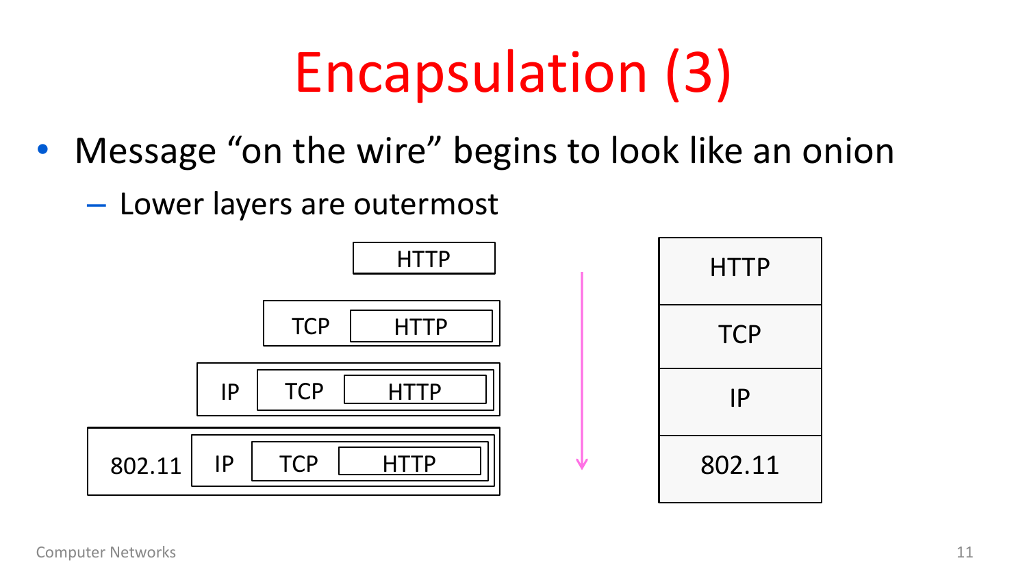# Encapsulation (3)

- Message "on the wire" begins to look like an onion
  - Lower layers are outermost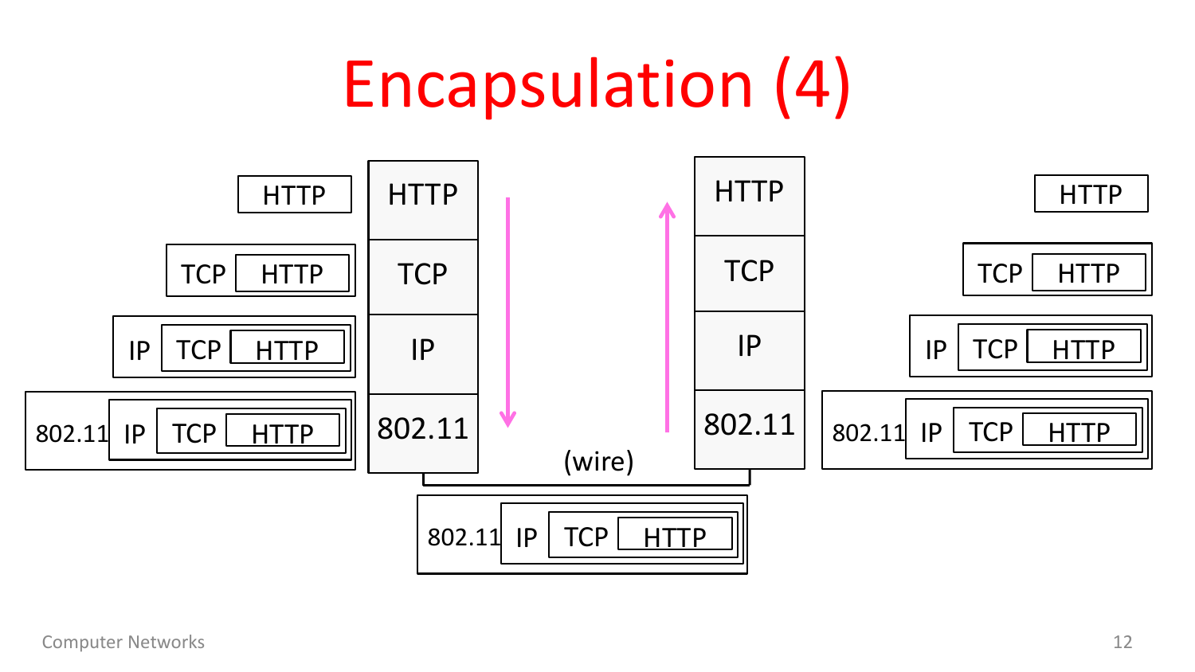# Encapsulation (4)

HTTP

TCP | HTTP

IP | TCP | HTTP

802.11 | IP | TCP | HTTP

| HTTP |
|---|
| TCP |
| IP |
| 802.11 |

| HTTP |
|---|
| TCP |
| IP |
| 802.11 |

(wire)

802.11 | IP | TCP | HTTP

HTTP

TCP | HTTP

IP | TCP | HTTP

802.11 | IP | TCP | HTTP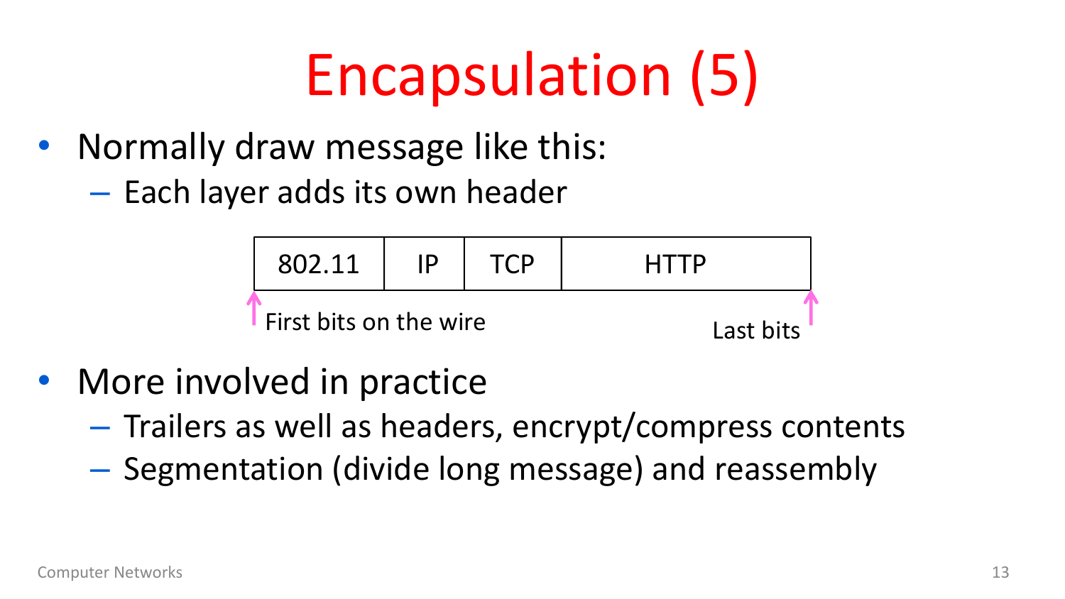# Encapsulation (5)

- Normally draw message like this:
  - Each layer adds its own header

| 802.11 | IP | TCP | HTTP |
|---|---|---|---|

First bits on the wire ... Last bits

- More involved in practice
  - Trailers as well as headers, encrypt/compress contents
  - Segmentation (divide long message) and reassembly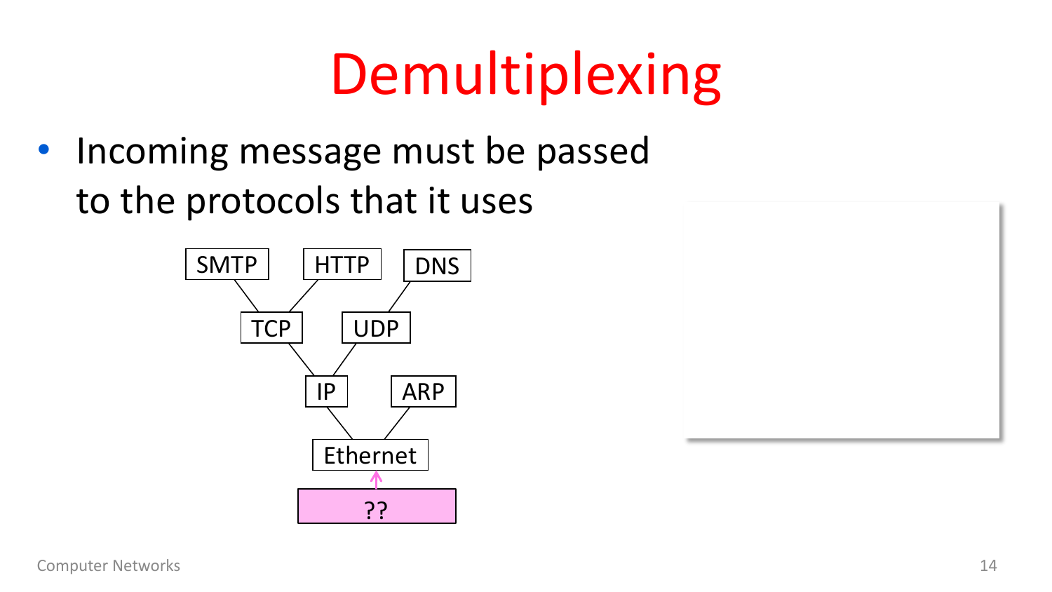# Demultiplexing

- Incoming message must be passed to the protocols that it uses

SMTP HTTP DNS

TCP UDP

IP ARP

Ethernet

??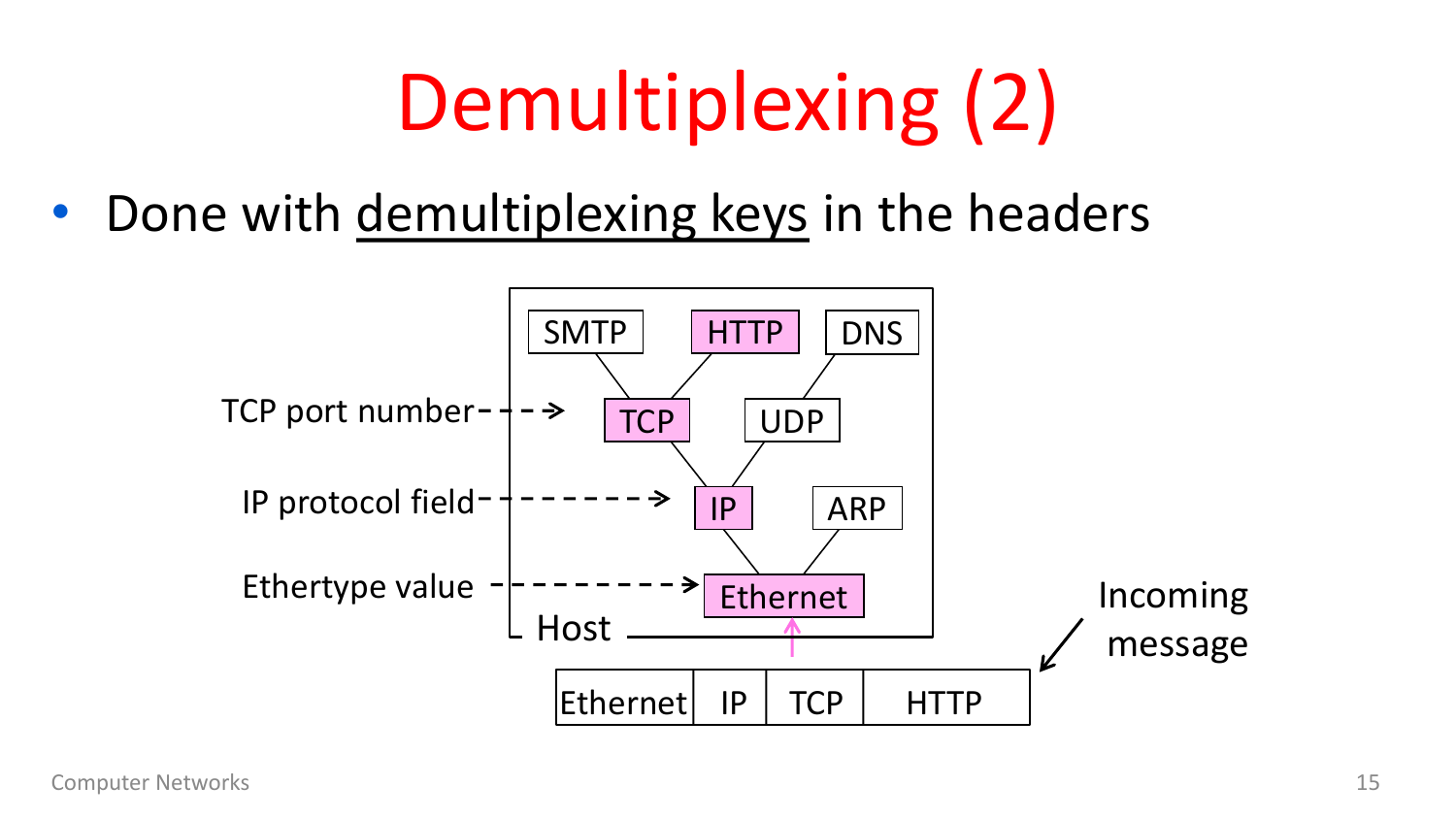# Demultiplexing (2)

- Done with demultiplexing keys in the headers

TCP port number → TCP

IP protocol field → IP

Ethertype value → Ethernet

Host: SMTP, HTTP, DNS, TCP, UDP, IP, ARP, Ethernet

Incoming message

| Ethernet | IP | TCP | HTTP |
|---|---|---|---|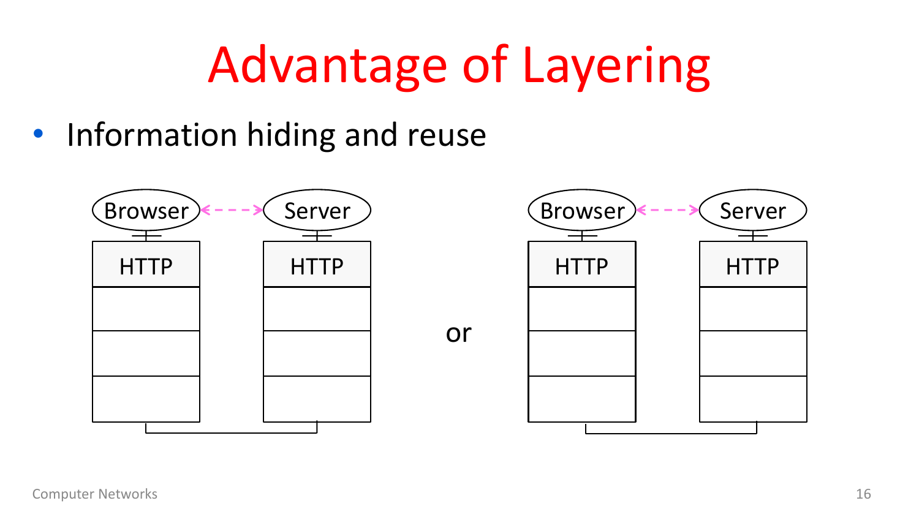# Advantage of Layering

- Information hiding and reuse

Browser ↔ Server

| HTTP |
|---|
| |
| |
| |

or

Browser ↔ Server

| HTTP |
|---|
| |
| |
| |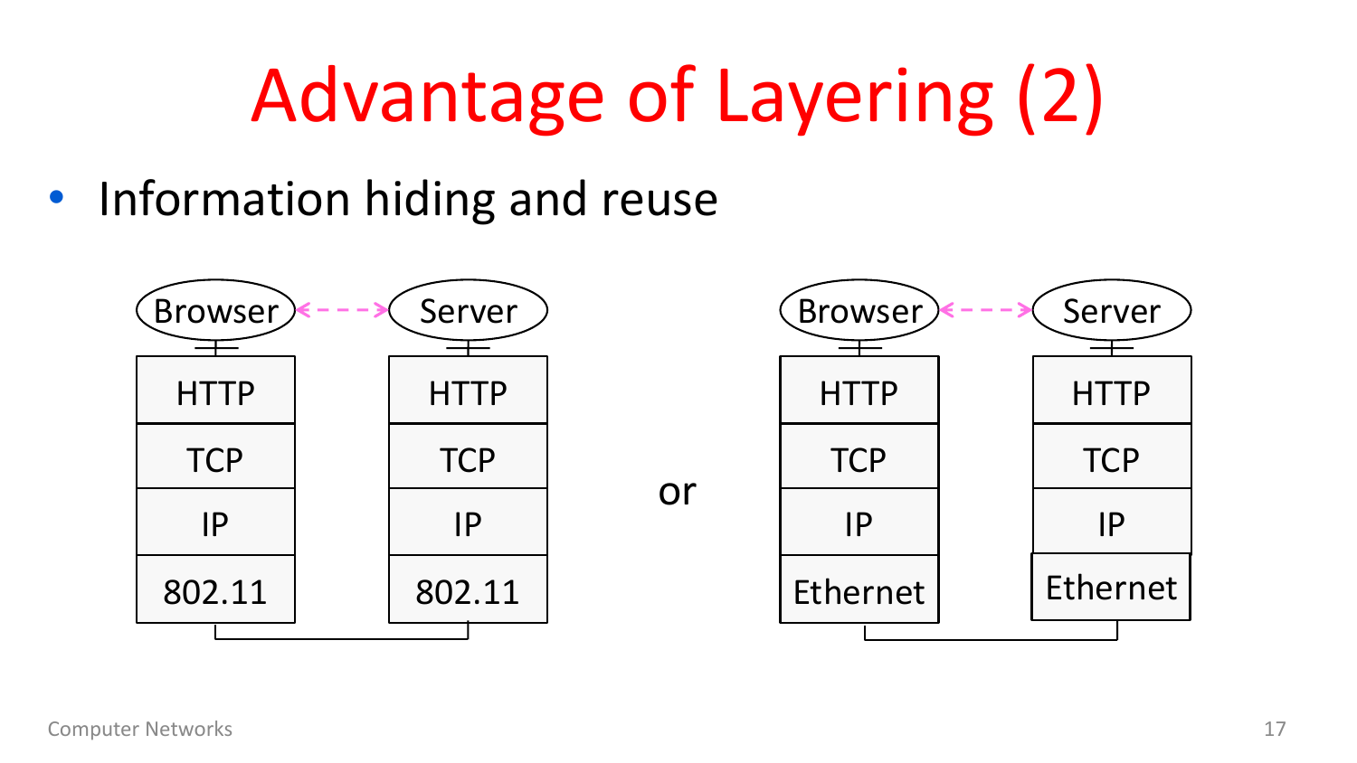# Advantage of Layering (2)

- Information hiding and reuse

| Browser | Server |
| --- | --- |
| HTTP | HTTP |
| TCP | TCP |
| IP | IP |
| 802.11 | 802.11 |

or

| Browser | Server |
| --- | --- |
| HTTP | HTTP |
| TCP | TCP |
| IP | IP |
| Ethernet | Ethernet |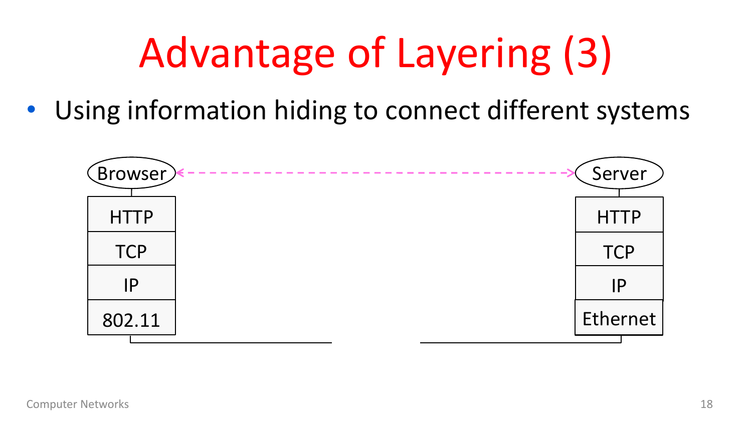# Advantage of Layering (3)

- Using information hiding to connect different systems

| Browser | | Server |
|---|---|---|
| HTTP | | HTTP |
| TCP | | TCP |
| IP | | IP |
| 802.11 | | Ethernet |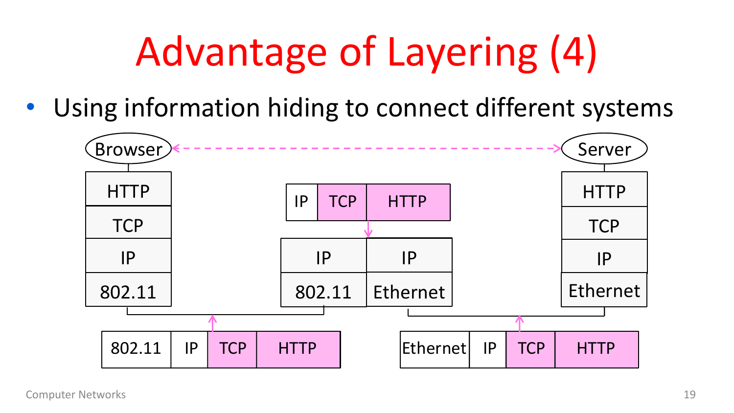# Advantage of Layering (4)

- Using information hiding to connect different systems

Browser | Server

| HTTP |
|---|
| TCP |
| IP |
| 802.11 |

| IP | TCP | HTTP |
|---|---|---|

| IP | IP |
|---|---|
| 802.11 | Ethernet |

| HTTP |
|---|
| TCP |
| IP |
| Ethernet |

| 802.11 | IP | TCP | HTTP |
|---|---|---|---|

| Ethernet | IP | TCP | HTTP |
|---|---|---|---|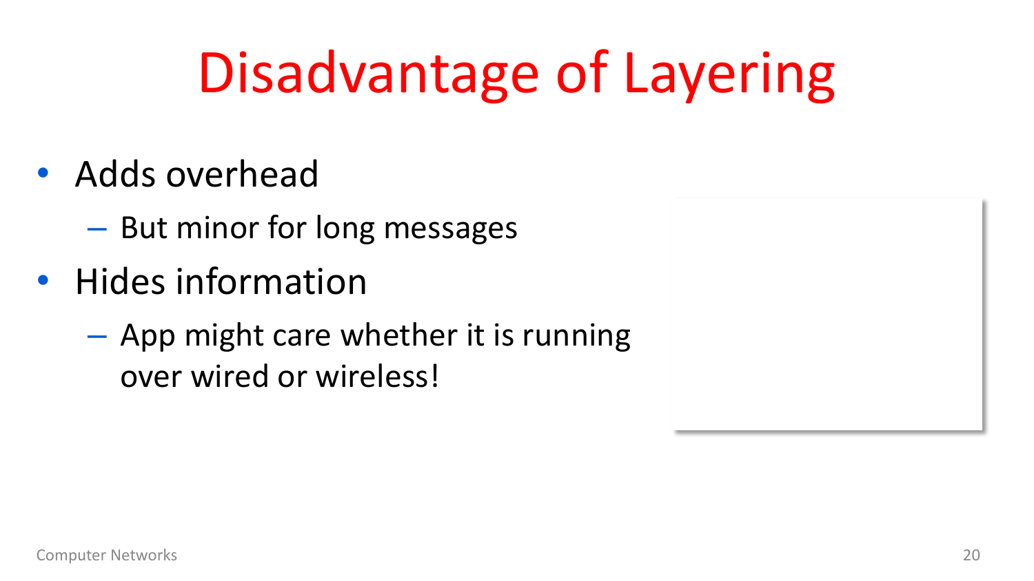# Disadvantage of Layering

- Adds overhead
  - But minor for long messages
- Hides information
  - App might care whether it is running over wired or wireless!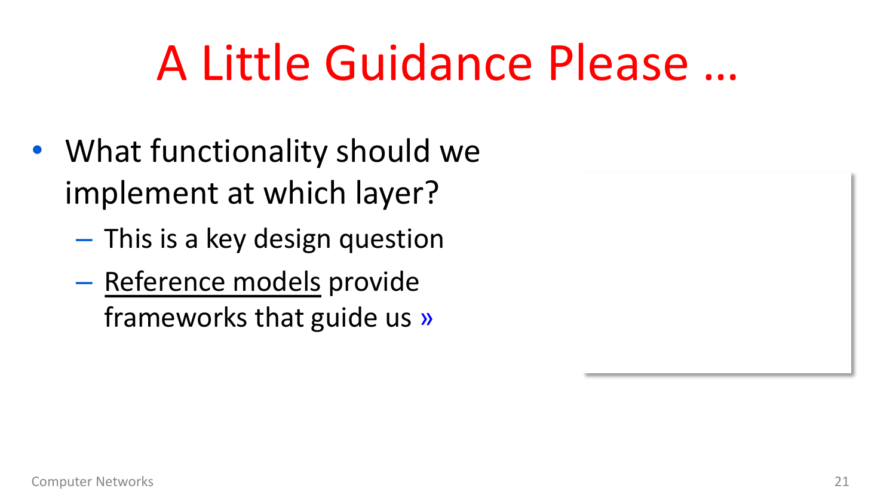# A Little Guidance Please …

- What functionality should we implement at which layer?
  - This is a key design question
  - Reference models provide frameworks that guide us »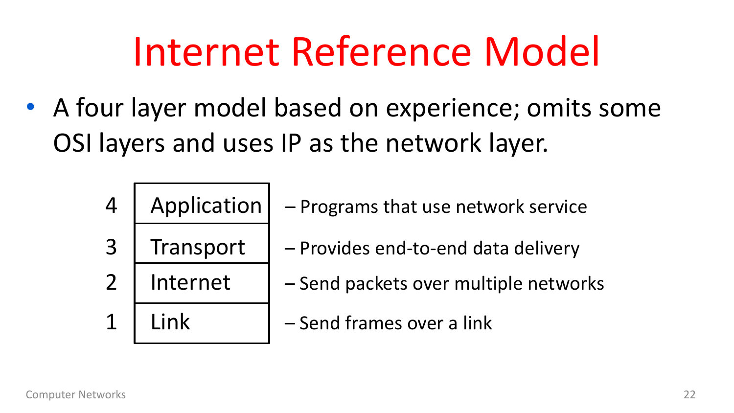# Internet Reference Model

- A four layer model based on experience; omits some OSI layers and uses IP as the network layer.

| # | Layer | Description |
| --- | --- | --- |
| 4 | Application | – Programs that use network service |
| 3 | Transport | – Provides end-to-end data delivery |
| 2 | Internet | – Send packets over multiple networks |
| 1 | Link | – Send frames over a link |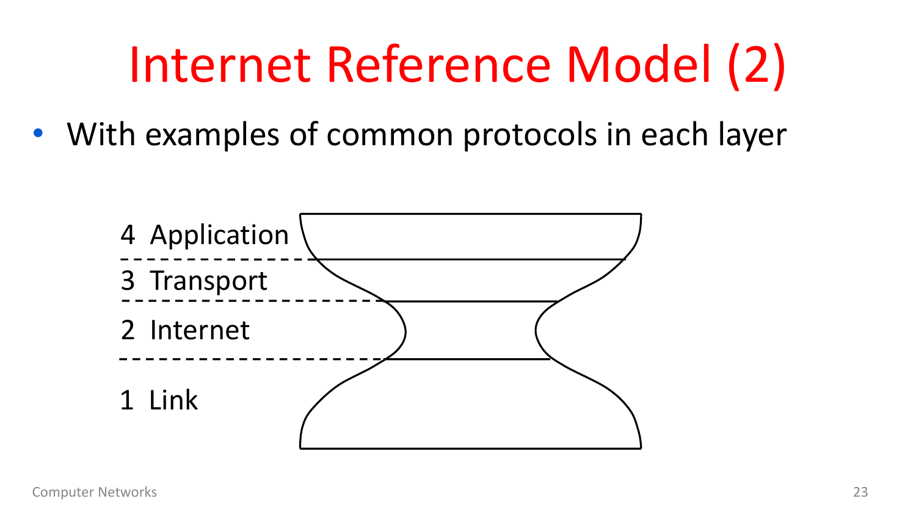# Internet Reference Model (2)

- With examples of common protocols in each layer

4 Application

3 Transport

2 Internet

1 Link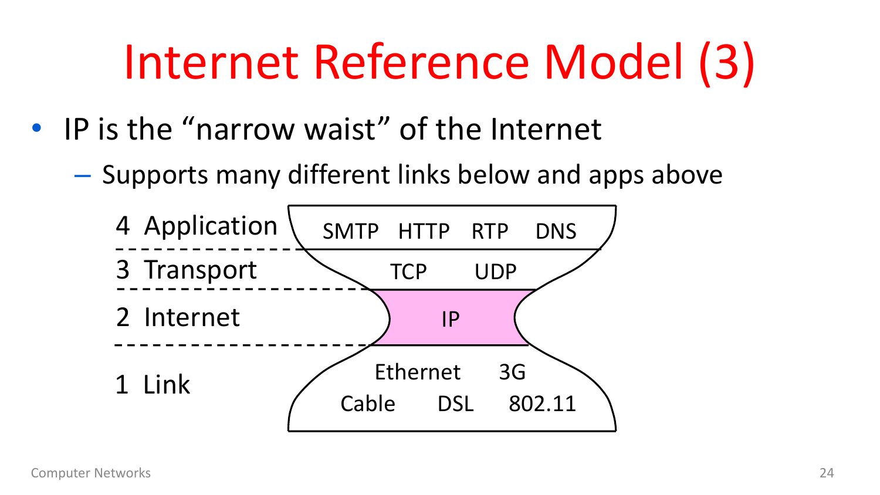# Internet Reference Model (3)

- IP is the "narrow waist" of the Internet
  - Supports many different links below and apps above

| Layer | Protocols |
| --- | --- |
| 4 Application | SMTP HTTP RTP DNS |
| 3 Transport | TCP UDP |
| 2 Internet | IP |
| 1 Link | Ethernet 3G Cable DSL 802.11 |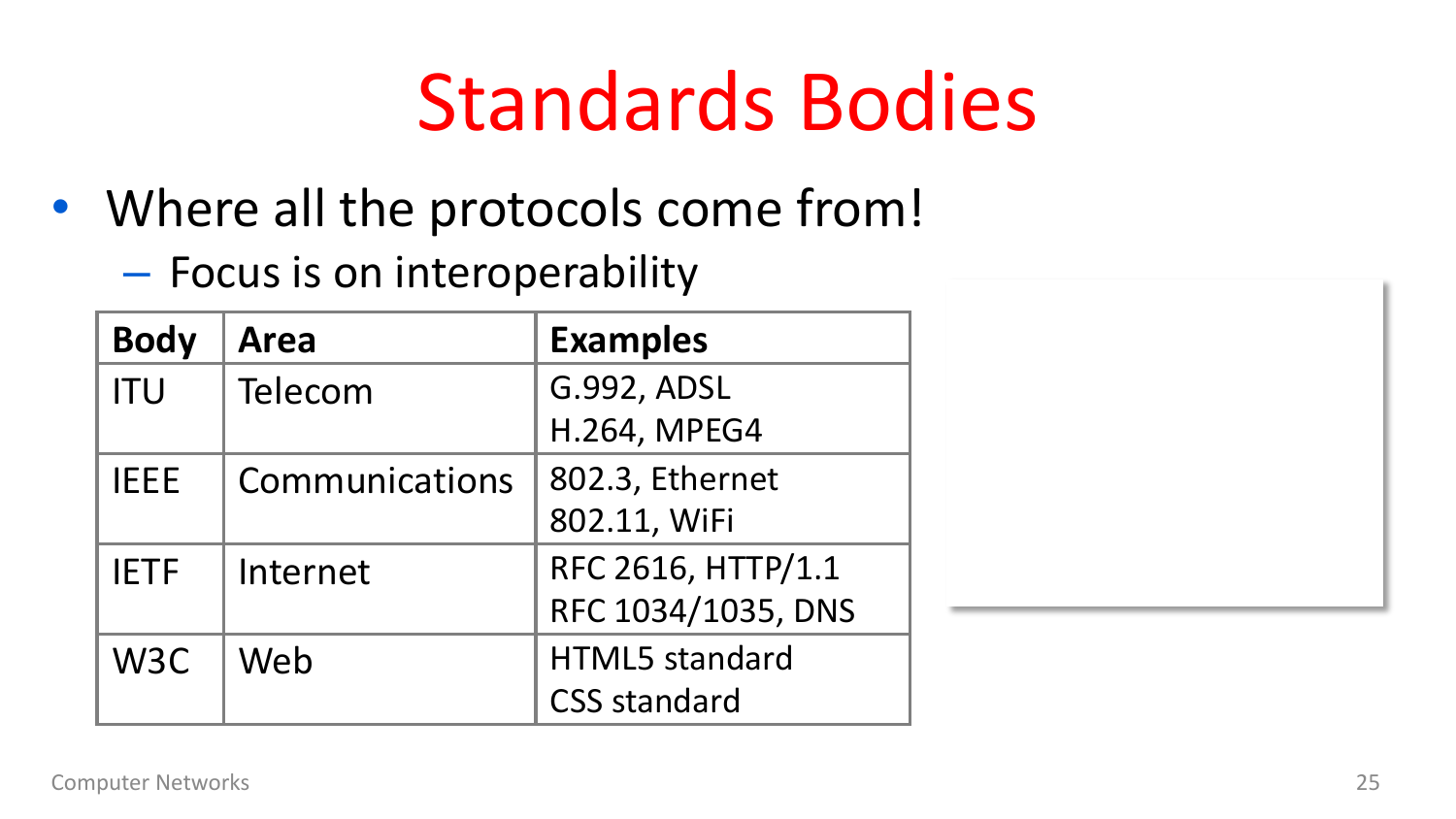# Standards Bodies

- Where all the protocols come from!
  - Focus is on interoperability

| Body | Area | Examples |
| --- | --- | --- |
| ITU | Telecom | G.992, ADSL<br>H.264, MPEG4 |
| IEEE | Communications | 802.3, Ethernet<br>802.11, WiFi |
| IETF | Internet | RFC 2616, HTTP/1.1<br>RFC 1034/1035, DNS |
| W3C | Web | HTML5 standard<br>CSS standard |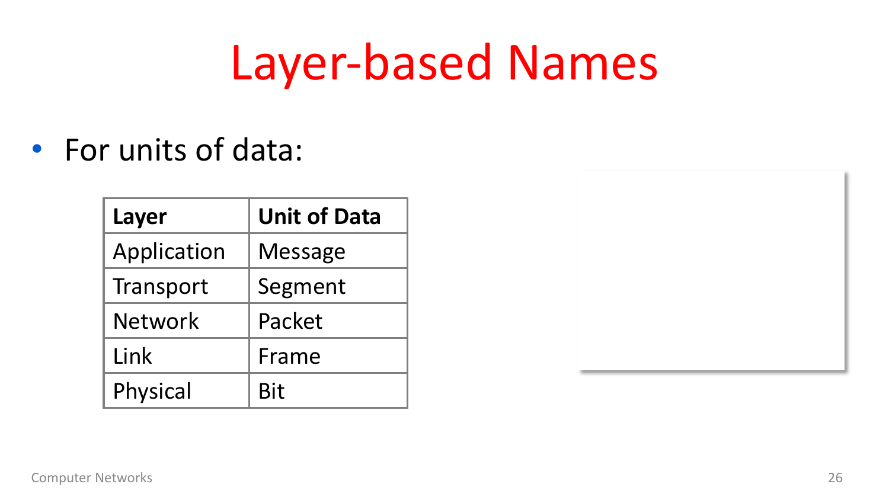# Layer-based Names

- For units of data:

| Layer | Unit of Data |
| --- | --- |
| Application | Message |
| Transport | Segment |
| Network | Packet |
| Link | Frame |
| Physical | Bit |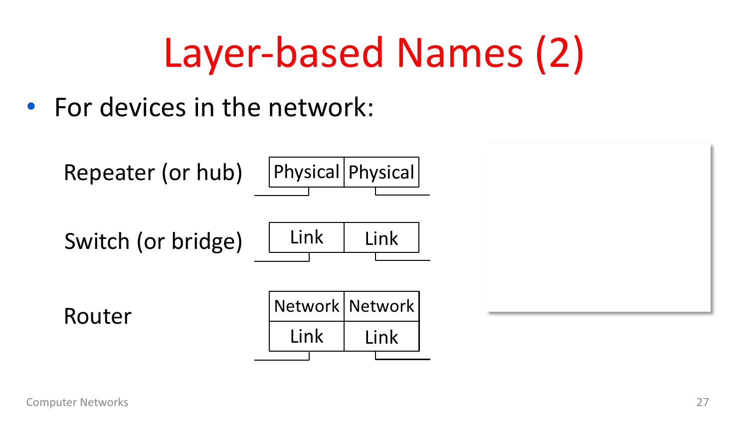# Layer-based Names (2)

- For devices in the network:

| Device | Layers | |
| --- | --- | --- |
| Repeater (or hub) | Physical | Physical |
| Switch (or bridge) | Link | Link |
| Router | Network | Network |
| | Link | Link |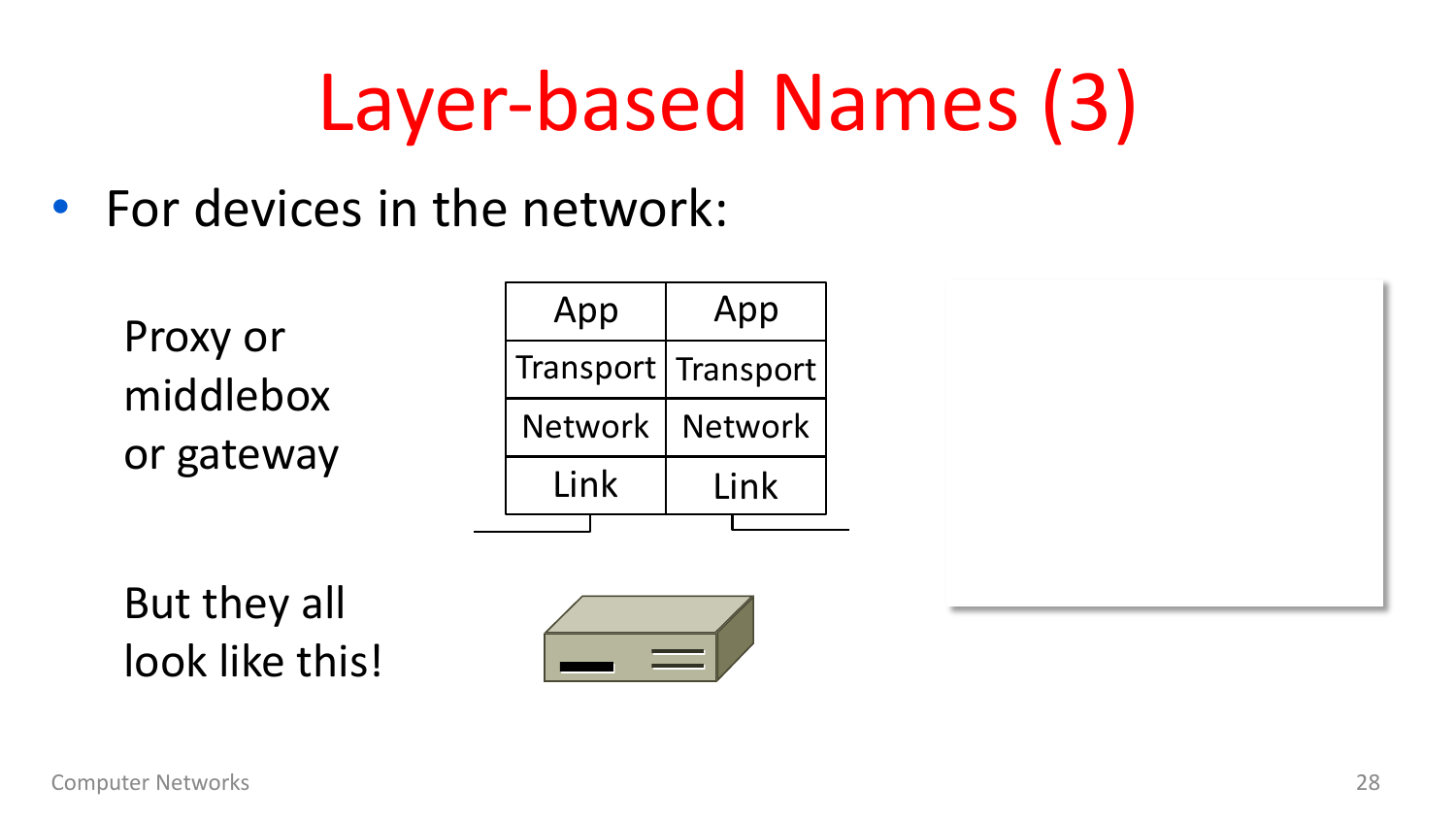# Layer-based Names (3)

- For devices in the network:

Proxy or middlebox or gateway

| App | App |
| --- | --- |
| Transport | Transport |
| Network | Network |
| Link | Link |

But they all look like this!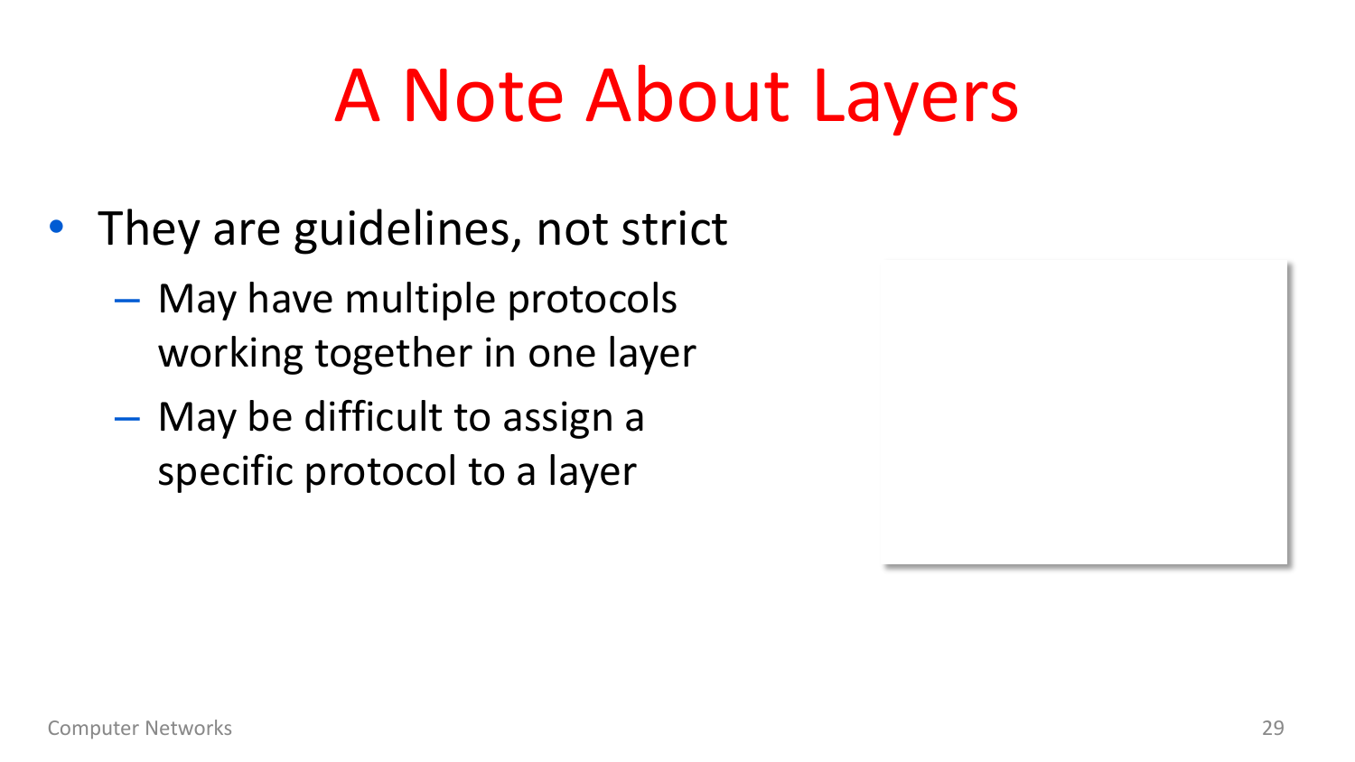# A Note About Layers

- They are guidelines, not strict
  - May have multiple protocols working together in one layer
  - May be difficult to assign a specific protocol to a layer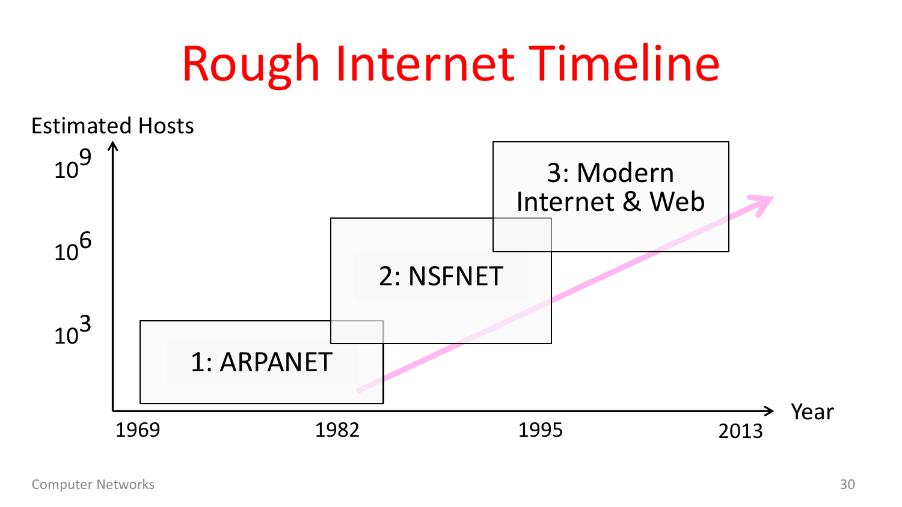# Rough Internet Timeline

Estimated Hosts

$10^9$

$10^6$

$10^3$

1: ARPANET

2: NSFNET

3: Modern Internet & Web

1969 1982 1995 2013

Year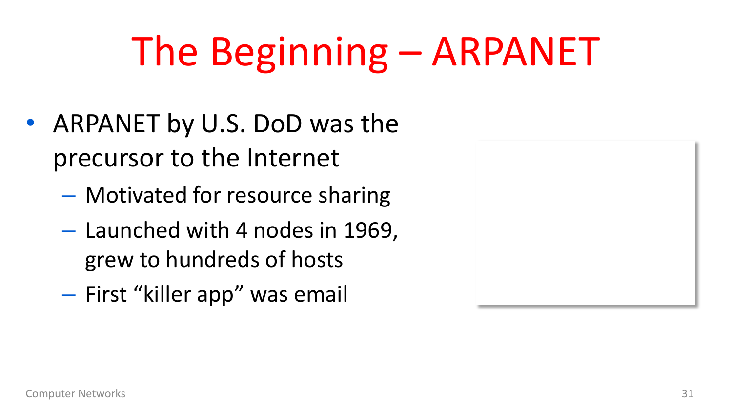# The Beginning – ARPANET

- ARPANET by U.S. DoD was the precursor to the Internet
  - Motivated for resource sharing
  - Launched with 4 nodes in 1969, grew to hundreds of hosts
  - First “killer app” was email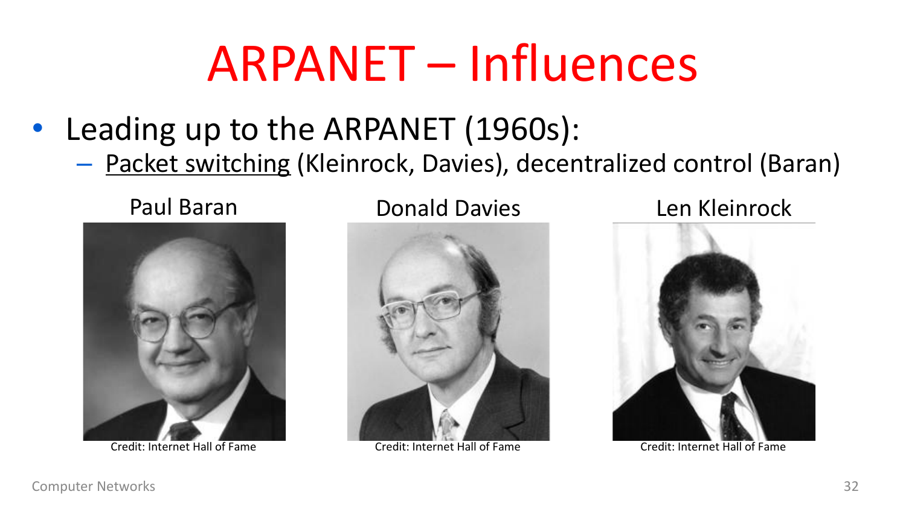# ARPANET – Influences

- Leading up to the ARPANET (1960s):
  - <u>Packet switching</u> (Kleinrock, Davies), decentralized control (Baran)

Paul Baran

Credit: Internet Hall of Fame

Donald Davies

Credit: Internet Hall of Fame

Len Kleinrock

Credit: Internet Hall of Fame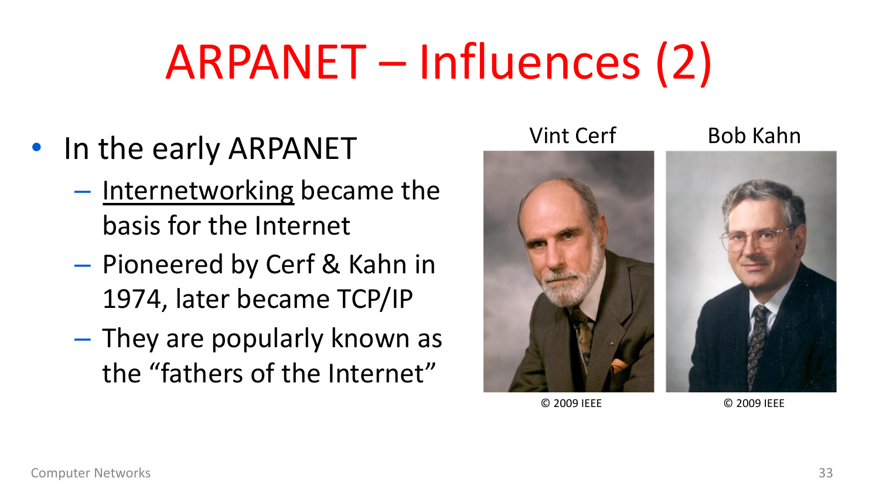# ARPANET – Influences (2)

- In the early ARPANET
  - Internetworking became the basis for the Internet
  - Pioneered by Cerf & Kahn in 1974, later became TCP/IP
  - They are popularly known as the "fathers of the Internet"

Vint Cerf

© 2009 IEEE

Bob Kahn

© 2009 IEEE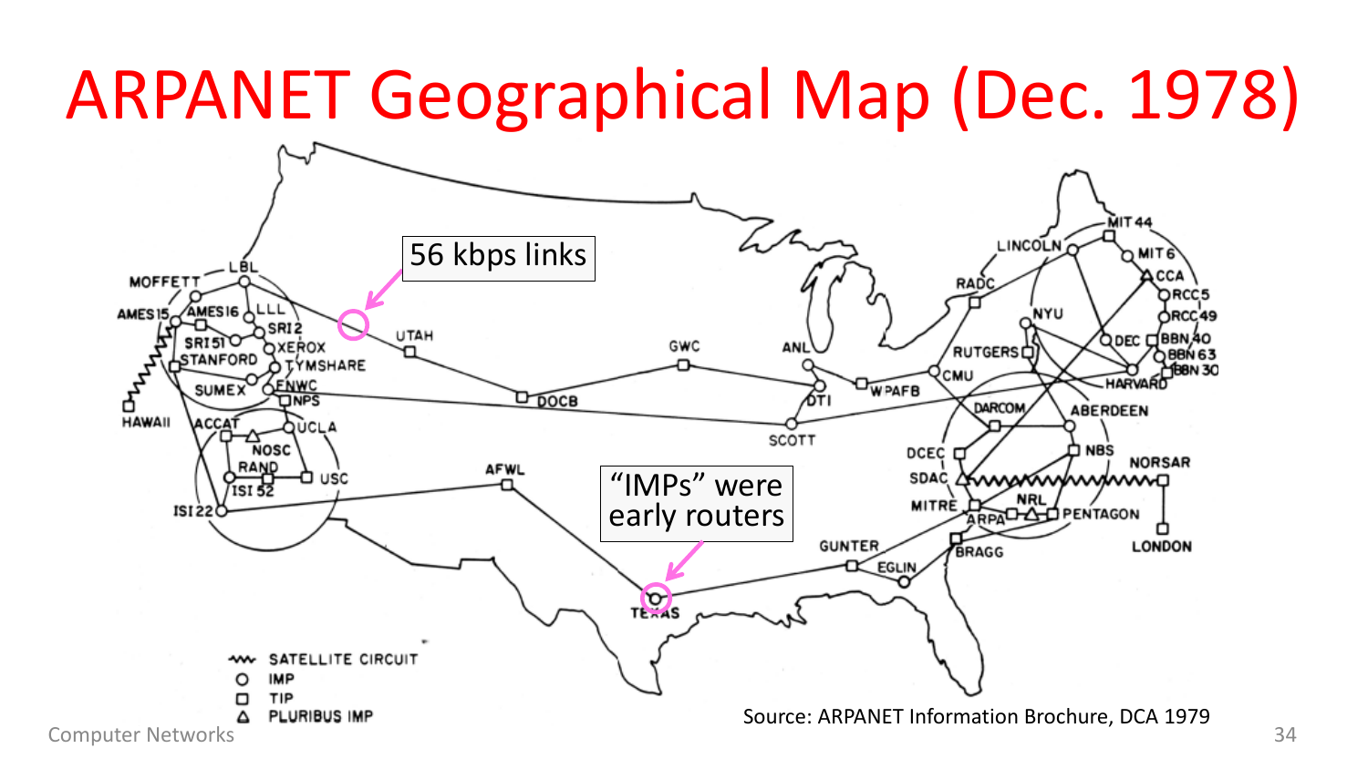# ARPANET Geographical Map (Dec. 1978)

56 kbps links

"IMPs" were early routers

Source: ARPANET Information Brochure, DCA 1979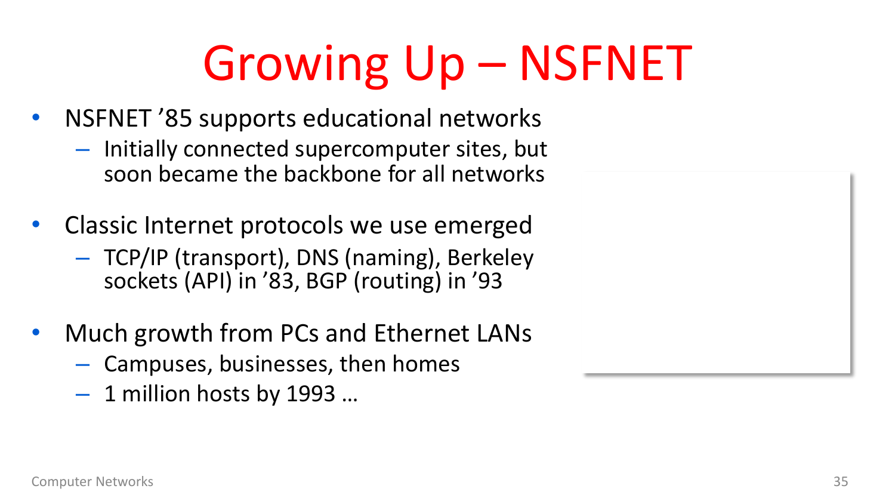# Growing Up – NSFNET

- NSFNET ’85 supports educational networks
  - Initially connected supercomputer sites, but soon became the backbone for all networks
- Classic Internet protocols we use emerged
  - TCP/IP (transport), DNS (naming), Berkeley sockets (API) in ’83, BGP (routing) in ’93
- Much growth from PCs and Ethernet LANs
  - Campuses, businesses, then homes
  - 1 million hosts by 1993 …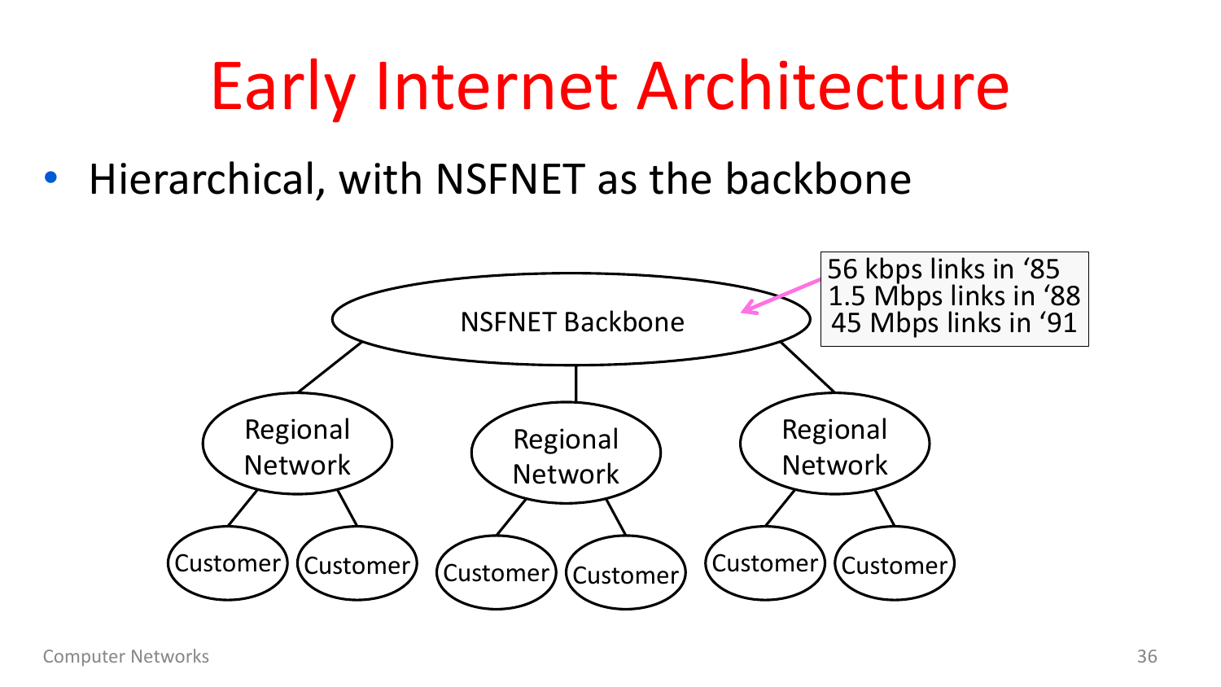# Early Internet Architecture

- Hierarchical, with NSFNET as the backbone

NSFNET Backbone

56 kbps links in '85
1.5 Mbps links in '88
45 Mbps links in '91

Regional Network | Regional Network | Regional Network

Customer | Customer | Customer | Customer | Customer | Customer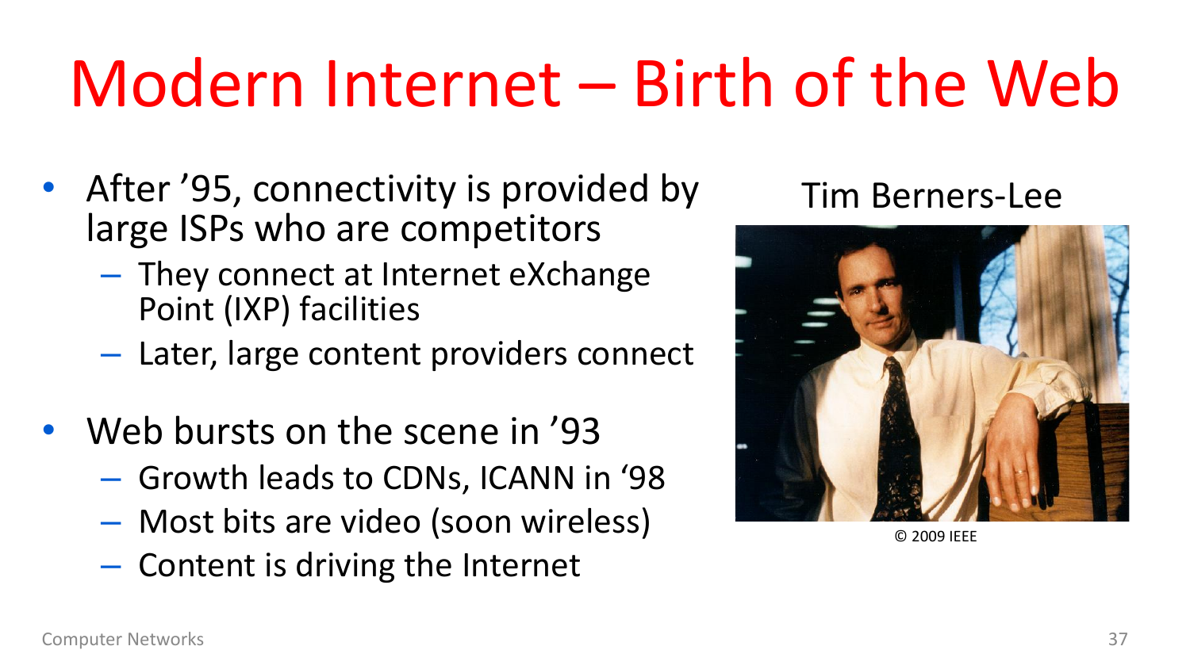# Modern Internet – Birth of the Web

- After ’95, connectivity is provided by large ISPs who are competitors
  - They connect at Internet eXchange Point (IXP) facilities
  - Later, large content providers connect
- Web bursts on the scene in ’93
  - Growth leads to CDNs, ICANN in ‘98
  - Most bits are video (soon wireless)
  - Content is driving the Internet

Tim Berners-Lee

© 2009 IEEE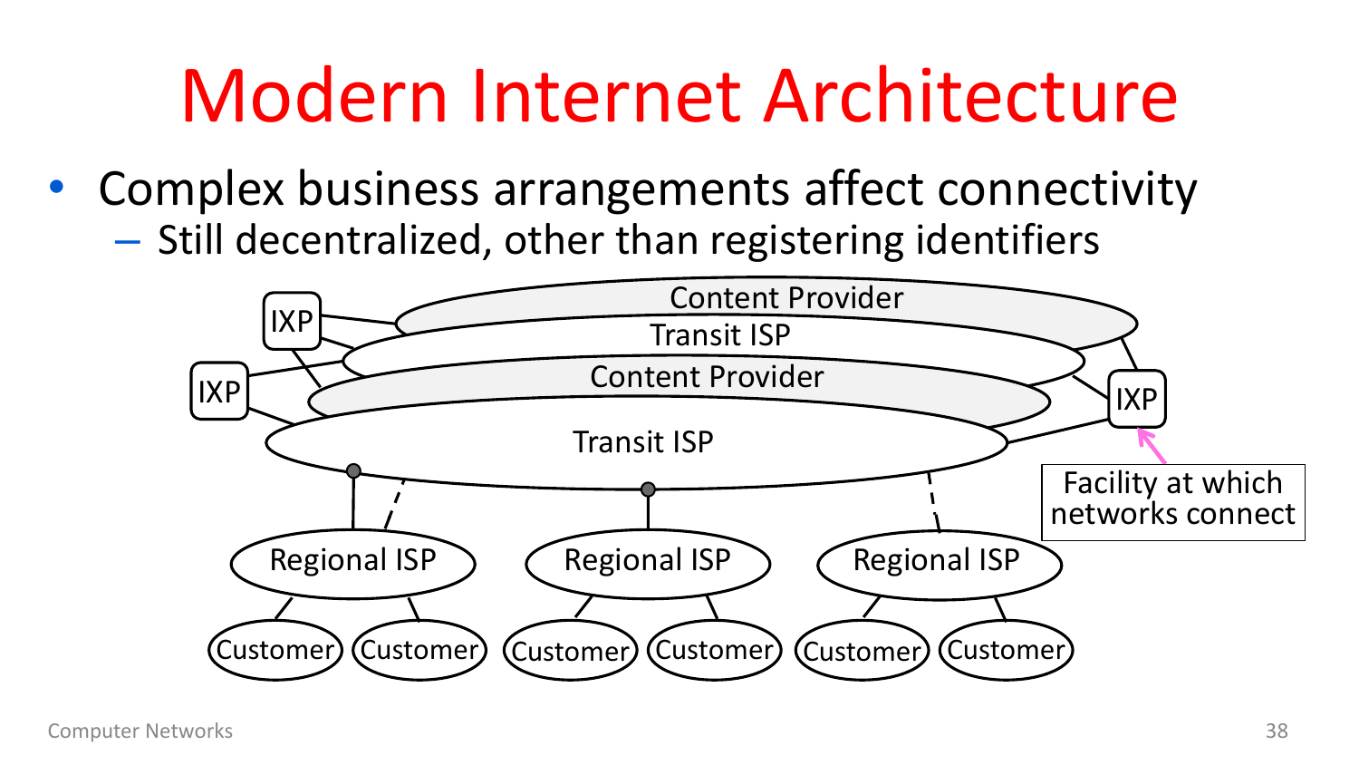# Modern Internet Architecture

- Complex business arrangements affect connectivity
  - Still decentralized, other than registering identifiers

IXP
IXP
Content Provider
Transit ISP
Content Provider
Transit ISP
IXP
Facility at which networks connect
Regional ISP
Regional ISP
Regional ISP
Customer
Customer
Customer
Customer
Customer
Customer